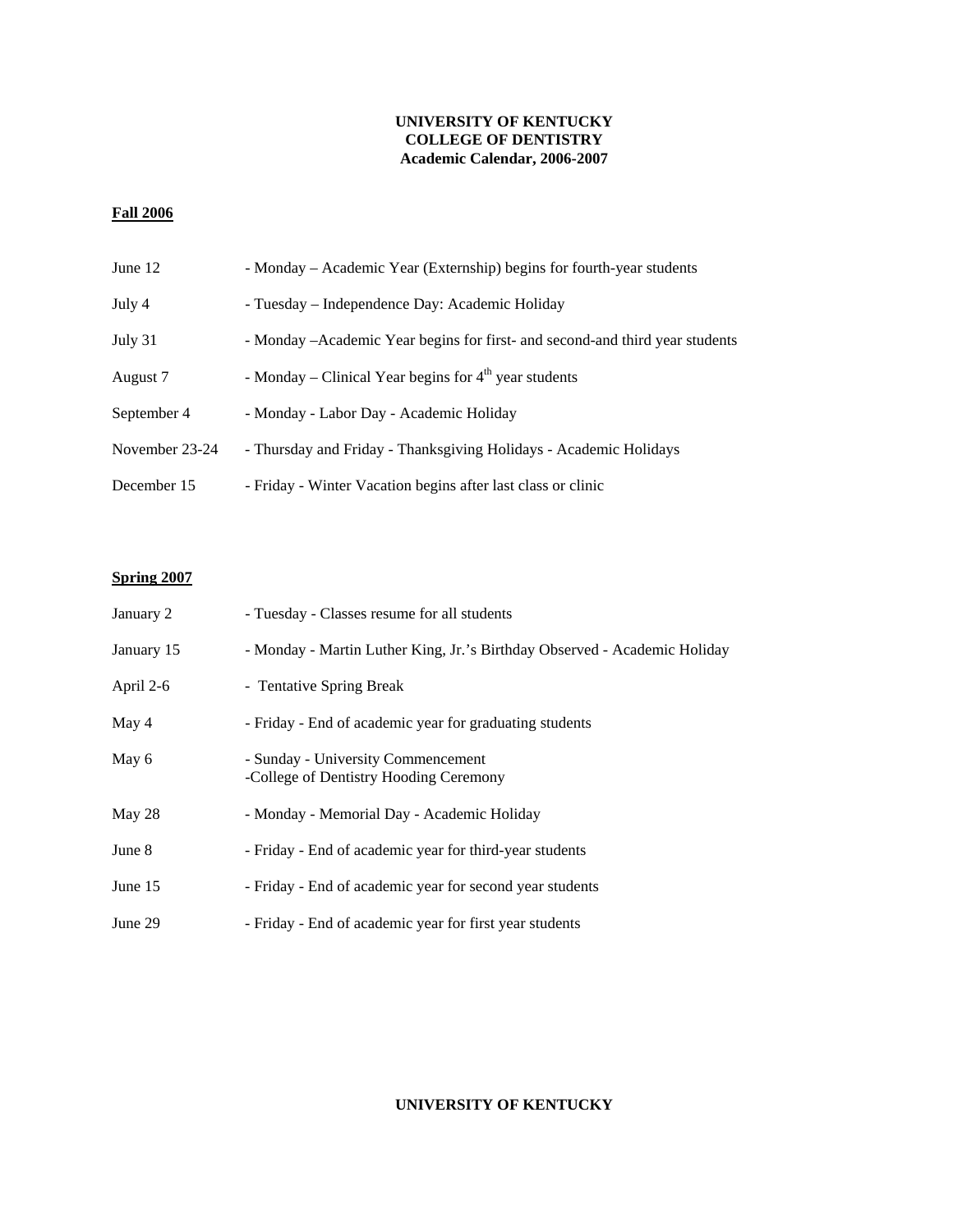**UNIVERSITY OF KENTUCKY**
**COLLEGE OF DENTISTRY**
**Academic Calendar, 2006-2007**

## Fall 2006

| | |
|---|---|
| June 12 | - Monday – Academic Year (Externship) begins for fourth-year students |
| July 4 | - Tuesday – Independence Day: Academic Holiday |
| July 31 | - Monday –Academic Year begins for first- and second-and third year students |
| August 7 | - Monday – Clinical Year begins for 4th year students |
| September 4 | - Monday - Labor Day - Academic Holiday |
| November 23-24 | - Thursday and Friday - Thanksgiving Holidays - Academic Holidays |
| December 15 | - Friday - Winter Vacation begins after last class or clinic |

## Spring 2007

| | |
|---|---|
| January 2 | - Tuesday - Classes resume for all students |
| January 15 | - Monday - Martin Luther King, Jr.'s Birthday Observed - Academic Holiday |
| April 2-6 | - Tentative Spring Break |
| May 4 | - Friday - End of academic year for graduating students |
| May 6 | - Sunday - University Commencement<br>-College of Dentistry Hooding Ceremony |
| May 28 | - Monday - Memorial Day - Academic Holiday |
| June 8 | - Friday - End of academic year for third-year students |
| June 15 | - Friday - End of academic year for second year students |
| June 29 | - Friday - End of academic year for first year students |

**UNIVERSITY OF KENTUCKY**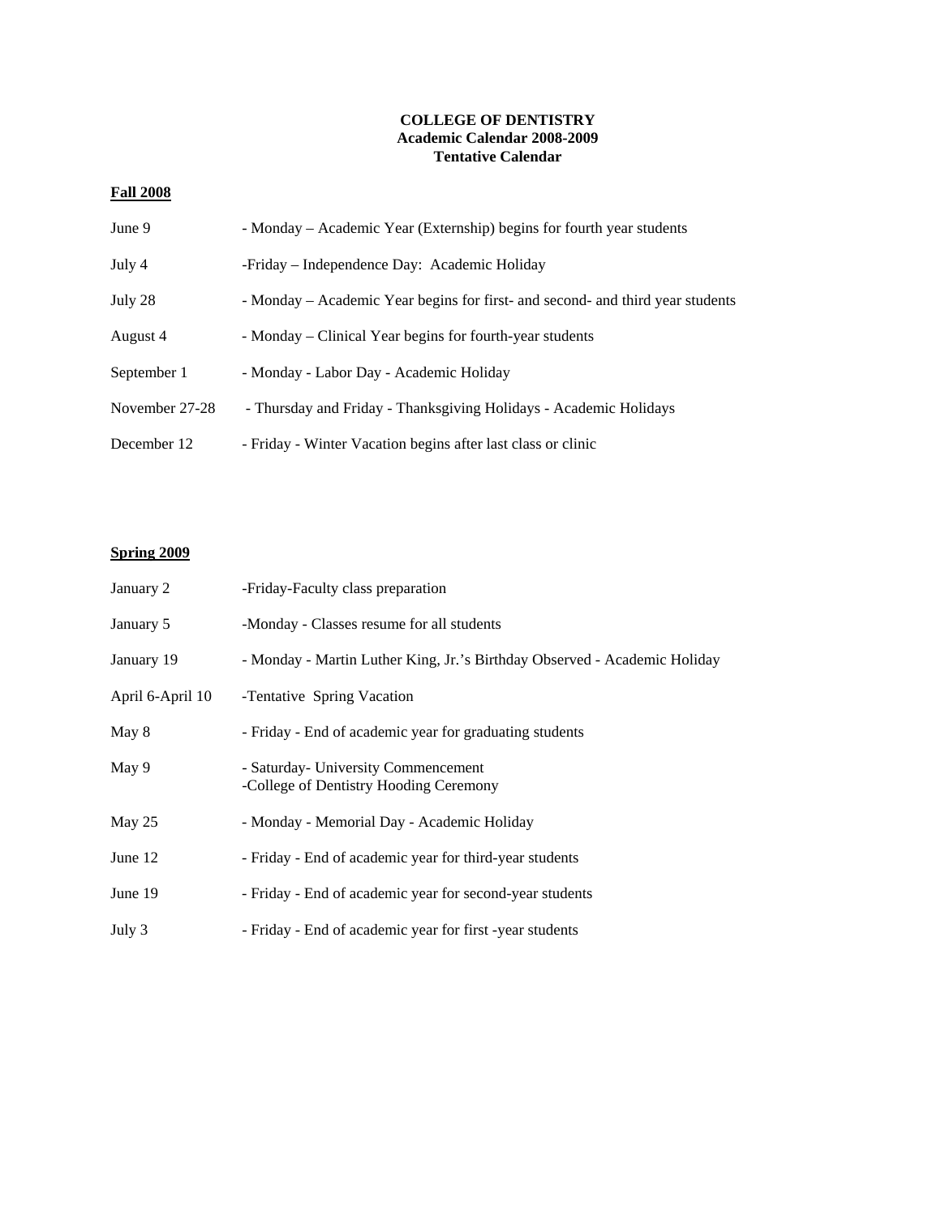**COLLEGE OF DENTISTRY**
**Academic Calendar 2008-2009**
**Tentative Calendar**

**Fall 2008**

| | |
|---|---|
| June 9 | - Monday – Academic Year (Externship) begins for fourth year students |
| July 4 | -Friday – Independence Day: Academic Holiday |
| July 28 | - Monday – Academic Year begins for first- and second- and third year students |
| August 4 | - Monday – Clinical Year begins for fourth-year students |
| September 1 | - Monday - Labor Day - Academic Holiday |
| November 27-28 | - Thursday and Friday - Thanksgiving Holidays - Academic Holidays |
| December 12 | - Friday - Winter Vacation begins after last class or clinic |

**Spring 2009**

| | |
|---|---|
| January 2 | -Friday-Faculty class preparation |
| January 5 | -Monday - Classes resume for all students |
| January 19 | - Monday - Martin Luther King, Jr.'s Birthday Observed - Academic Holiday |
| April 6-April 10 | -Tentative Spring Vacation |
| May 8 | - Friday - End of academic year for graduating students |
| May 9 | - Saturday- University Commencement<br>-College of Dentistry Hooding Ceremony |
| May 25 | - Monday - Memorial Day - Academic Holiday |
| June 12 | - Friday - End of academic year for third-year students |
| June 19 | - Friday - End of academic year for second-year students |
| July 3 | - Friday - End of academic year for first -year students |